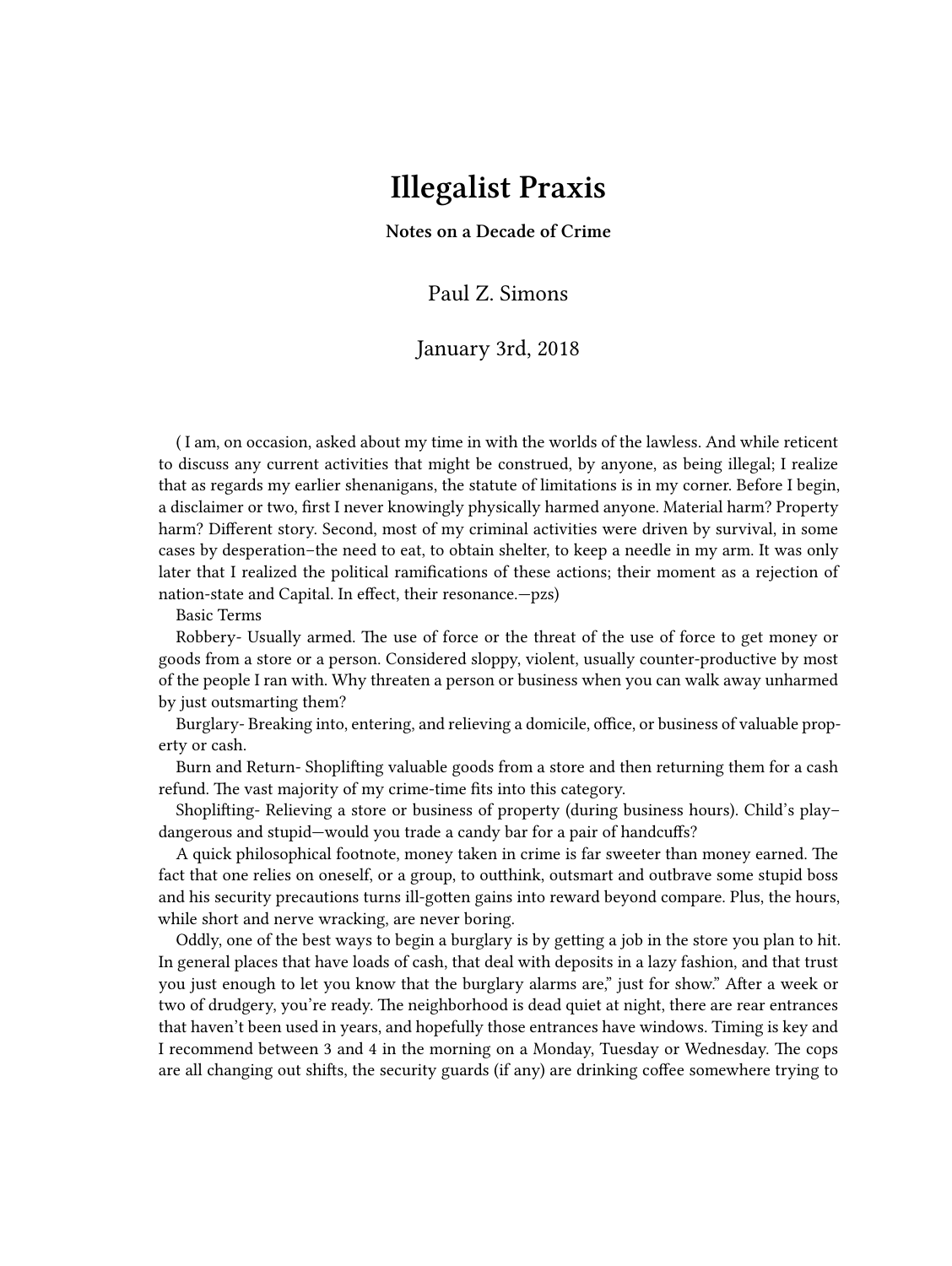# Illegalist Praxis

**Notes on a Decade of Crime**

Paul Z. Simons

January 3rd, 2018

( I am, on occasion, asked about my time in with the worlds of the lawless. And while reticent to discuss any current activities that might be construed, by anyone, as being illegal; I realize that as regards my earlier shenanigans, the statute of limitations is in my corner. Before I begin, a disclaimer or two, first I never knowingly physically harmed anyone. Material harm? Property harm? Different story. Second, most of my criminal activities were driven by survival, in some cases by desperation–the need to eat, to obtain shelter, to keep a needle in my arm. It was only later that I realized the political ramifications of these actions; their moment as a rejection of nation-state and Capital. In effect, their resonance.—pzs)

Basic Terms

Robbery- Usually armed. The use of force or the threat of the use of force to get money or goods from a store or a person. Considered sloppy, violent, usually counter-productive by most of the people I ran with. Why threaten a person or business when you can walk away unharmed by just outsmarting them?

Burglary- Breaking into, entering, and relieving a domicile, office, or business of valuable property or cash.

Burn and Return- Shoplifting valuable goods from a store and then returning them for a cash refund. The vast majority of my crime-time fits into this category.

Shoplifting- Relieving a store or business of property (during business hours). Child's play–dangerous and stupid—would you trade a candy bar for a pair of handcuffs?

A quick philosophical footnote, money taken in crime is far sweeter than money earned. The fact that one relies on oneself, or a group, to outthink, outsmart and outbrave some stupid boss and his security precautions turns ill-gotten gains into reward beyond compare. Plus, the hours, while short and nerve wracking, are never boring.

Oddly, one of the best ways to begin a burglary is by getting a job in the store you plan to hit. In general places that have loads of cash, that deal with deposits in a lazy fashion, and that trust you just enough to let you know that the burglary alarms are," just for show." After a week or two of drudgery, you're ready. The neighborhood is dead quiet at night, there are rear entrances that haven't been used in years, and hopefully those entrances have windows. Timing is key and I recommend between 3 and 4 in the morning on a Monday, Tuesday or Wednesday. The cops are all changing out shifts, the security guards (if any) are drinking coffee somewhere trying to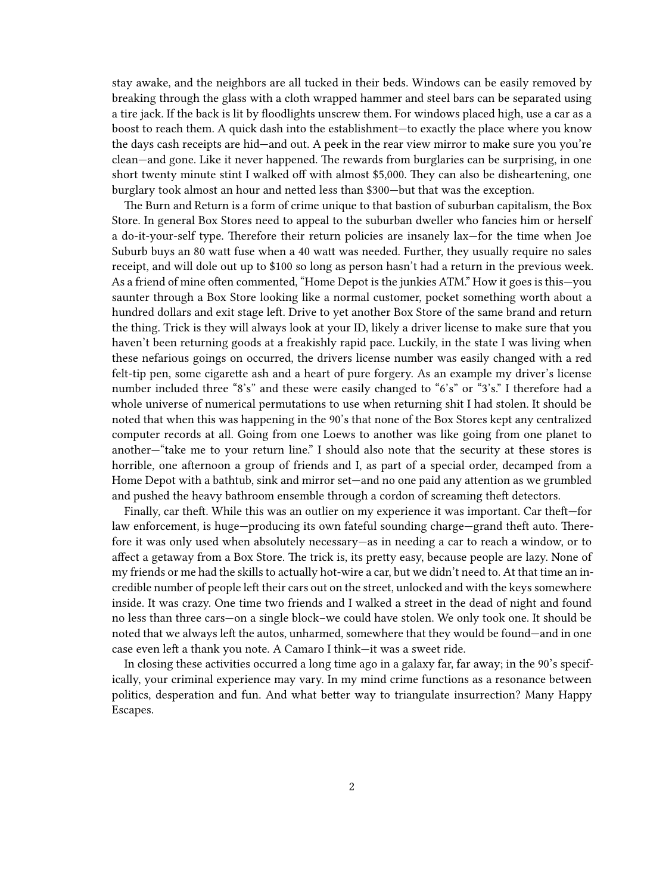stay awake, and the neighbors are all tucked in their beds. Windows can be easily removed by breaking through the glass with a cloth wrapped hammer and steel bars can be separated using a tire jack. If the back is lit by floodlights unscrew them. For windows placed high, use a car as a boost to reach them. A quick dash into the establishment—to exactly the place where you know the days cash receipts are hid—and out. A peek in the rear view mirror to make sure you you're clean—and gone. Like it never happened. The rewards from burglaries can be surprising, in one short twenty minute stint I walked off with almost $5,000. They can also be disheartening, one burglary took almost an hour and netted less than $300—but that was the exception.

The Burn and Return is a form of crime unique to that bastion of suburban capitalism, the Box Store. In general Box Stores need to appeal to the suburban dweller who fancies him or herself a do-it-your-self type. Therefore their return policies are insanely lax—for the time when Joe Suburb buys an 80 watt fuse when a 40 watt was needed. Further, they usually require no sales receipt, and will dole out up to $100 so long as person hasn't had a return in the previous week. As a friend of mine often commented, "Home Depot is the junkies ATM." How it goes is this—you saunter through a Box Store looking like a normal customer, pocket something worth about a hundred dollars and exit stage left. Drive to yet another Box Store of the same brand and return the thing. Trick is they will always look at your ID, likely a driver license to make sure that you haven't been returning goods at a freakishly rapid pace. Luckily, in the state I was living when these nefarious goings on occurred, the drivers license number was easily changed with a red felt-tip pen, some cigarette ash and a heart of pure forgery. As an example my driver's license number included three "8's" and these were easily changed to "6's" or "3's." I therefore had a whole universe of numerical permutations to use when returning shit I had stolen. It should be noted that when this was happening in the 90's that none of the Box Stores kept any centralized computer records at all. Going from one Loews to another was like going from one planet to another—"take me to your return line." I should also note that the security at these stores is horrible, one afternoon a group of friends and I, as part of a special order, decamped from a Home Depot with a bathtub, sink and mirror set—and no one paid any attention as we grumbled and pushed the heavy bathroom ensemble through a cordon of screaming theft detectors.

Finally, car theft. While this was an outlier on my experience it was important. Car theft—for law enforcement, is huge—producing its own fateful sounding charge—grand theft auto. Therefore it was only used when absolutely necessary—as in needing a car to reach a window, or to affect a getaway from a Box Store. The trick is, its pretty easy, because people are lazy. None of my friends or me had the skills to actually hot-wire a car, but we didn't need to. At that time an incredible number of people left their cars out on the street, unlocked and with the keys somewhere inside. It was crazy. One time two friends and I walked a street in the dead of night and found no less than three cars—on a single block–we could have stolen. We only took one. It should be noted that we always left the autos, unharmed, somewhere that they would be found—and in one case even left a thank you note. A Camaro I think—it was a sweet ride.

In closing these activities occurred a long time ago in a galaxy far, far away; in the 90's specifically, your criminal experience may vary. In my mind crime functions as a resonance between politics, desperation and fun. And what better way to triangulate insurrection? Many Happy Escapes.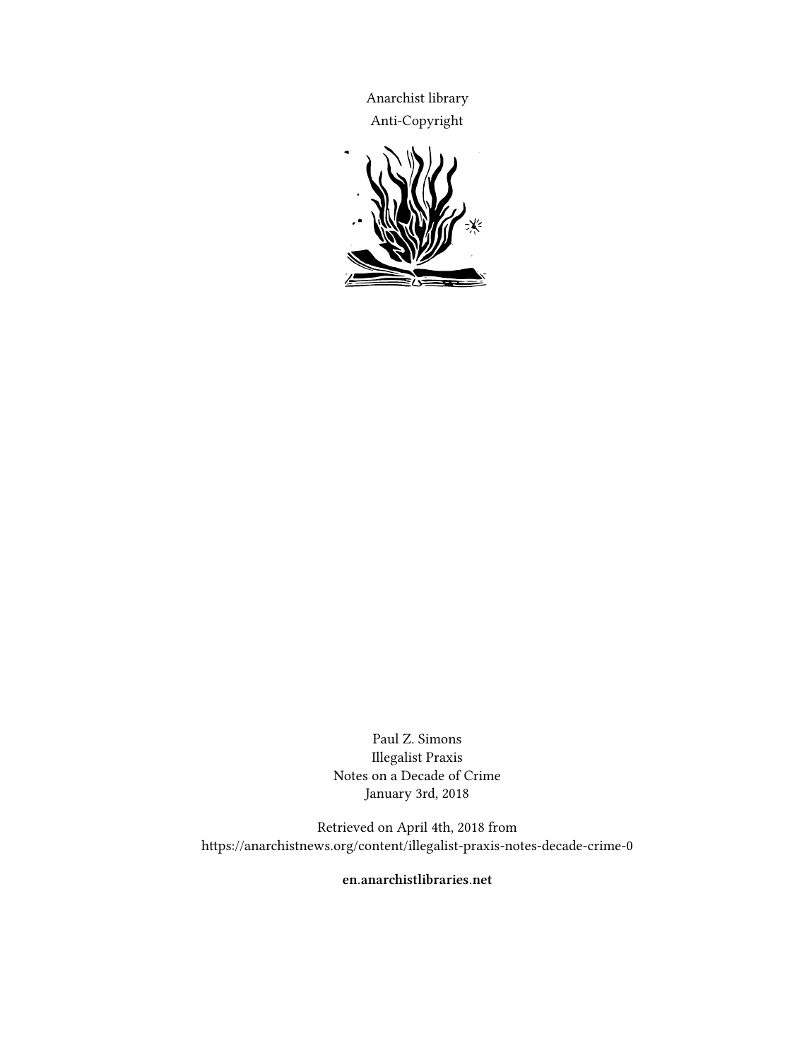Anarchist library
Anti-Copyright

Paul Z. Simons
Illegalist Praxis
Notes on a Decade of Crime
January 3rd, 2018

Retrieved on April 4th, 2018 from
https://anarchistnews.org/content/illegalist-praxis-notes-decade-crime-0

**en.anarchistlibraries.net**